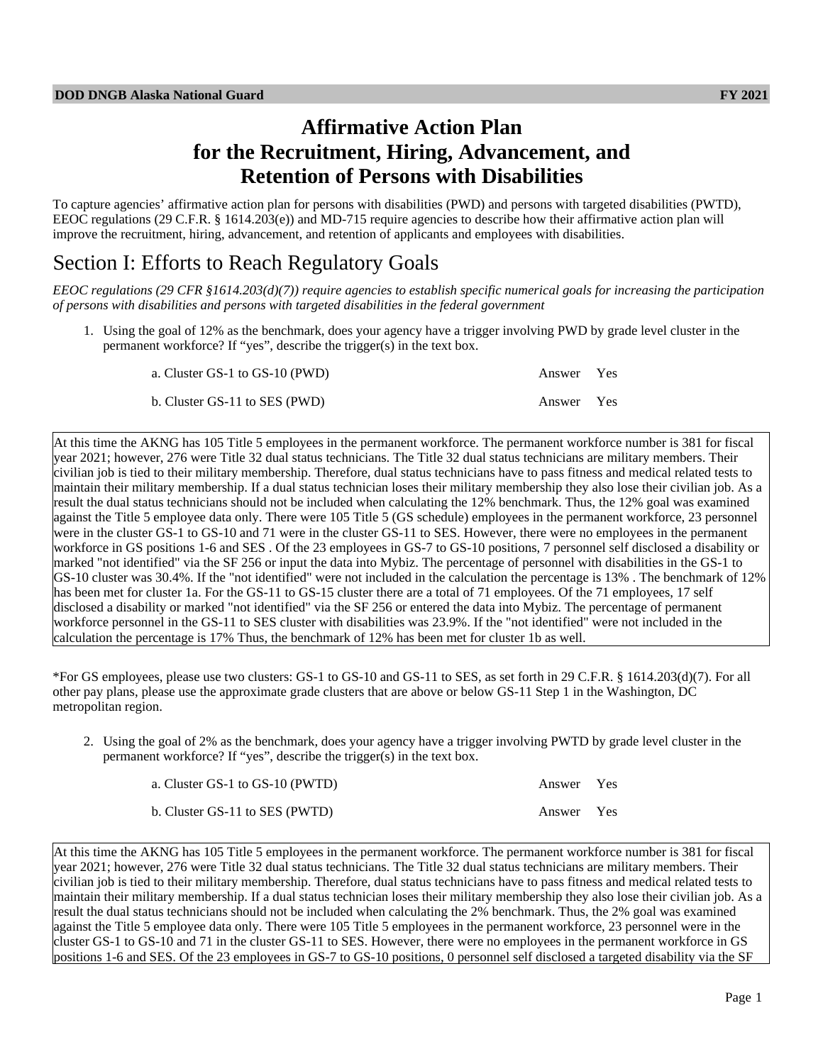# Affirmative Action Plan for the Recruitment, Hiring, Advancement, and Retention of Persons with Disabilities

To capture agencies' affirmative action plan for persons with disabilities (PWD) and persons with targeted disabilities (PWTD), EEOC regulations (29 C.F.R. § 1614.203(e)) and MD-715 require agencies to describe how their affirmative action plan will improve the recruitment, hiring, advancement, and retention of applicants and employees with disabilities.

## Section I: Efforts to Reach Regulatory Goals

*EEOC regulations (29 CFR §1614.203(d)(7)) require agencies to establish specific numerical goals for increasing the participation of persons with disabilities and persons with targeted disabilities in the federal government*

1. Using the goal of 12% as the benchmark, does your agency have a trigger involving PWD by grade level cluster in the permanent workforce? If "yes", describe the trigger(s) in the text box.

| | | |
|---|---|---|
| a. Cluster GS-1 to GS-10 (PWD) | Answer | Yes |
| b. Cluster GS-11 to SES (PWD) | Answer | Yes |

At this time the AKNG has 105 Title 5 employees in the permanent workforce. The permanent workforce number is 381 for fiscal year 2021; however, 276 were Title 32 dual status technicians. The Title 32 dual status technicians are military members. Their civilian job is tied to their military membership. Therefore, dual status technicians have to pass fitness and medical related tests to maintain their military membership. If a dual status technician loses their military membership they also lose their civilian job. As a result the dual status technicians should not be included when calculating the 12% benchmark. Thus, the 12% goal was examined against the Title 5 employee data only. There were 105 Title 5 (GS schedule) employees in the permanent workforce, 23 personnel were in the cluster GS-1 to GS-10 and 71 were in the cluster GS-11 to SES. However, there were no employees in the permanent workforce in GS positions 1-6 and SES . Of the 23 employees in GS-7 to GS-10 positions, 7 personnel self disclosed a disability or marked "not identified" via the SF 256 or input the data into Mybiz. The percentage of personnel with disabilities in the GS-1 to GS-10 cluster was 30.4%. If the "not identified" were not included in the calculation the percentage is 13% . The benchmark of 12% has been met for cluster 1a. For the GS-11 to GS-15 cluster there are a total of 71 employees. Of the 71 employees, 17 self disclosed a disability or marked "not identified" via the SF 256 or entered the data into Mybiz. The percentage of permanent workforce personnel in the GS-11 to SES cluster with disabilities was 23.9%. If the "not identified" were not included in the calculation the percentage is 17% Thus, the benchmark of 12% has been met for cluster 1b as well.

*For GS employees, please use two clusters: GS-1 to GS-10 and GS-11 to SES, as set forth in 29 C.F.R. § 1614.203(d)(7). For all other pay plans, please use the approximate grade clusters that are above or below GS-11 Step 1 in the Washington, DC metropolitan region.

2. Using the goal of 2% as the benchmark, does your agency have a trigger involving PWTD by grade level cluster in the permanent workforce? If "yes", describe the trigger(s) in the text box.

| | | |
|---|---|---|
| a. Cluster GS-1 to GS-10 (PWTD) | Answer | Yes |
| b. Cluster GS-11 to SES (PWTD) | Answer | Yes |

At this time the AKNG has 105 Title 5 employees in the permanent workforce. The permanent workforce number is 381 for fiscal year 2021; however, 276 were Title 32 dual status technicians. The Title 32 dual status technicians are military members. Their civilian job is tied to their military membership. Therefore, dual status technicians have to pass fitness and medical related tests to maintain their military membership. If a dual status technician loses their military membership they also lose their civilian job. As a result the dual status technicians should not be included when calculating the 2% benchmark. Thus, the 2% goal was examined against the Title 5 employee data only. There were 105 Title 5 employees in the permanent workforce, 23 personnel were in the cluster GS-1 to GS-10 and 71 in the cluster GS-11 to SES. However, there were no employees in the permanent workforce in GS positions 1-6 and SES. Of the 23 employees in GS-7 to GS-10 positions, 0 personnel self disclosed a targeted disability via the SF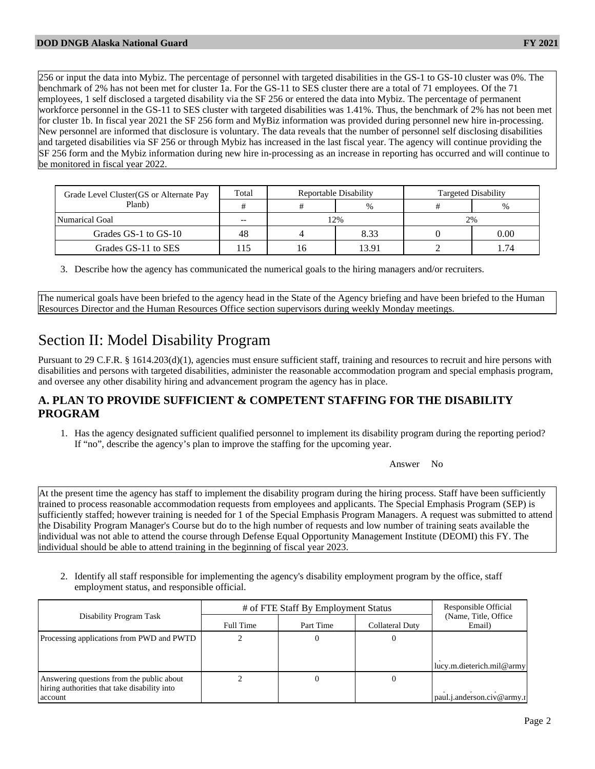256 or input the data into Mybiz. The percentage of personnel with targeted disabilities in the GS-1 to GS-10 cluster was 0%. The benchmark of 2% has not been met for cluster 1a. For the GS-11 to SES cluster there are a total of 71 employees. Of the 71 employees, 1 self disclosed a targeted disability via the SF 256 or entered the data into Mybiz. The percentage of permanent workforce personnel in the GS-11 to SES cluster with targeted disabilities was 1.41%. Thus, the benchmark of 2% has not been met for cluster 1b. In fiscal year 2021 the SF 256 form and MyBiz information was provided during personnel new hire in-processing. New personnel are informed that disclosure is voluntary. The data reveals that the number of personnel self disclosing disabilities and targeted disabilities via SF 256 or through Mybiz has increased in the last fiscal year. The agency will continue providing the SF 256 form and the Mybiz information during new hire in-processing as an increase in reporting has occurred and will continue to be monitored in fiscal year 2022.

| Grade Level Cluster(GS or Alternate Pay Planb) | Total | Reportable Disability | | Targeted Disability | |
|---|---|---|---|---|---|
| | # | # | % | # | % |
| Numarical Goal | -- | 12% | | 2% | |
| Grades GS-1 to GS-10 | 48 | 4 | 8.33 | 0 | 0.00 |
| Grades GS-11 to SES | 115 | 16 | 13.91 | 2 | 1.74 |

3. Describe how the agency has communicated the numerical goals to the hiring managers and/or recruiters.

The numerical goals have been briefed to the agency head in the State of the Agency briefing and have been briefed to the Human Resources Director and the Human Resources Office section supervisors during weekly Monday meetings.

# Section II: Model Disability Program

Pursuant to 29 C.F.R. § 1614.203(d)(1), agencies must ensure sufficient staff, training and resources to recruit and hire persons with disabilities and persons with targeted disabilities, administer the reasonable accommodation program and special emphasis program, and oversee any other disability hiring and advancement program the agency has in place.

### A. PLAN TO PROVIDE SUFFICIENT & COMPETENT STAFFING FOR THE DISABILITY PROGRAM

1. Has the agency designated sufficient qualified personnel to implement its disability program during the reporting period? If "no", describe the agency's plan to improve the staffing for the upcoming year.

Answer No

At the present time the agency has staff to implement the disability program during the hiring process. Staff have been sufficiently trained to process reasonable accommodation requests from employees and applicants. The Special Emphasis Program (SEP) is sufficiently staffed; however training is needed for 1 of the Special Emphasis Program Managers. A request was submitted to attend the Disability Program Manager's Course but do to the high number of requests and low number of training seats available the individual was not able to attend the course through Defense Equal Opportunity Management Institute (DEOMI) this FY. The individual should be able to attend training in the beginning of fiscal year 2023.

2. Identify all staff responsible for implementing the agency's disability employment program by the office, staff employment status, and responsible official.

| Disability Program Task | # of FTE Staff By Employment Status | | | Responsible Official (Name, Title, Office Email) |
|---|---|---|---|---|
| | Full Time | Part Time | Collateral Duty | |
| Processing applications from PWD and PWTD | 2 | 0 | 0 | lucy.m.dieterich.mil@army |
| Answering questions from the public about hiring authorities that take disability into account | 2 | 0 | 0 | paul.j.anderson.civ@army.r |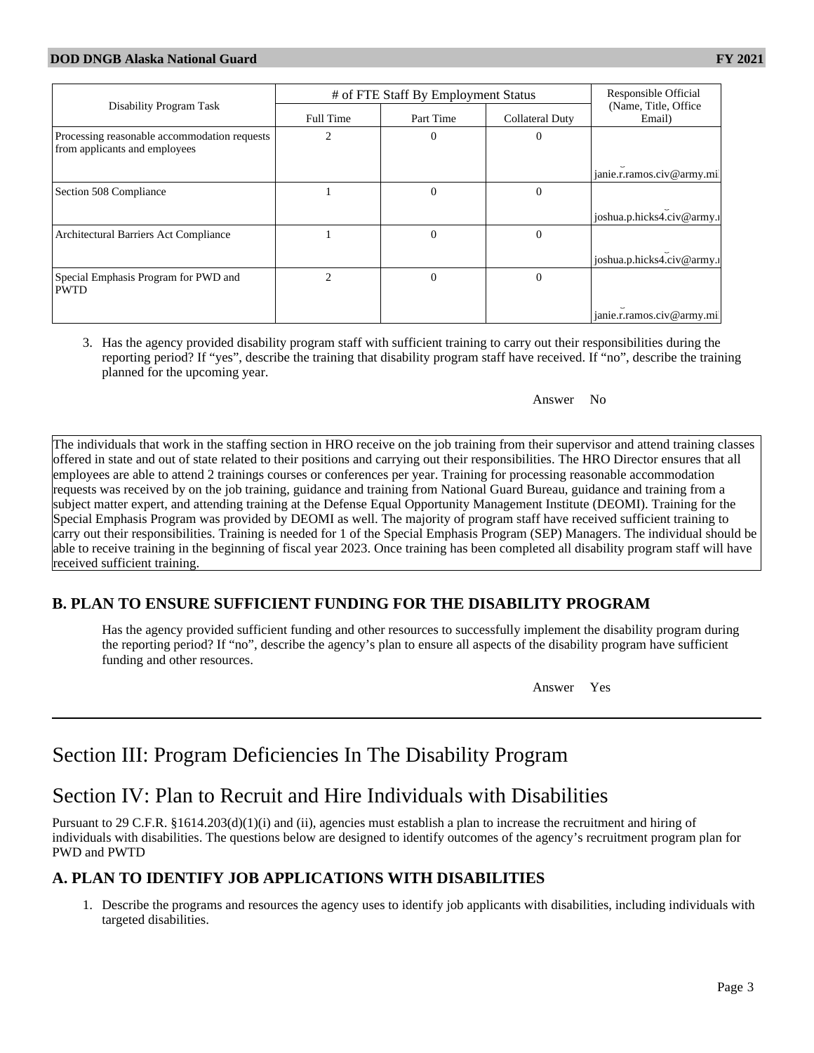| Disability Program Task | # of FTE Staff By Employment Status | | | Responsible Official (Name, Title, Office Email) |
|---|---|---|---|---|
| | Full Time | Part Time | Collateral Duty | |
| Processing reasonable accommodation requests from applicants and employees | 2 | 0 | 0 | janie.r.ramos.civ@army.mil |
| Section 508 Compliance | 1 | 0 | 0 | joshua.p.hicks4.civ@army.mil |
| Architectural Barriers Act Compliance | 1 | 0 | 0 | joshua.p.hicks4.civ@army.mil |
| Special Emphasis Program for PWD and PWTD | 2 | 0 | 0 | janie.r.ramos.civ@army.mil |

3. Has the agency provided disability program staff with sufficient training to carry out their responsibilities during the reporting period? If "yes", describe the training that disability program staff have received. If "no", describe the training planned for the upcoming year.

Answer No

The individuals that work in the staffing section in HRO receive on the job training from their supervisor and attend training classes offered in state and out of state related to their positions and carrying out their responsibilities. The HRO Director ensures that all employees are able to attend 2 trainings courses or conferences per year. Training for processing reasonable accommodation requests was received by on the job training, guidance and training from National Guard Bureau, guidance and training from a subject matter expert, and attending training at the Defense Equal Opportunity Management Institute (DEOMI). Training for the Special Emphasis Program was provided by DEOMI as well. The majority of program staff have received sufficient training to carry out their responsibilities. Training is needed for 1 of the Special Emphasis Program (SEP) Managers. The individual should be able to receive training in the beginning of fiscal year 2023. Once training has been completed all disability program staff will have received sufficient training.

## B. PLAN TO ENSURE SUFFICIENT FUNDING FOR THE DISABILITY PROGRAM

Has the agency provided sufficient funding and other resources to successfully implement the disability program during the reporting period? If "no", describe the agency's plan to ensure all aspects of the disability program have sufficient funding and other resources.

Answer Yes

---

# Section III: Program Deficiencies In The Disability Program

# Section IV: Plan to Recruit and Hire Individuals with Disabilities

Pursuant to 29 C.F.R. §1614.203(d)(1)(i) and (ii), agencies must establish a plan to increase the recruitment and hiring of individuals with disabilities. The questions below are designed to identify outcomes of the agency's recruitment program plan for PWD and PWTD

## A. PLAN TO IDENTIFY JOB APPLICATIONS WITH DISABILITIES

1. Describe the programs and resources the agency uses to identify job applicants with disabilities, including individuals with targeted disabilities.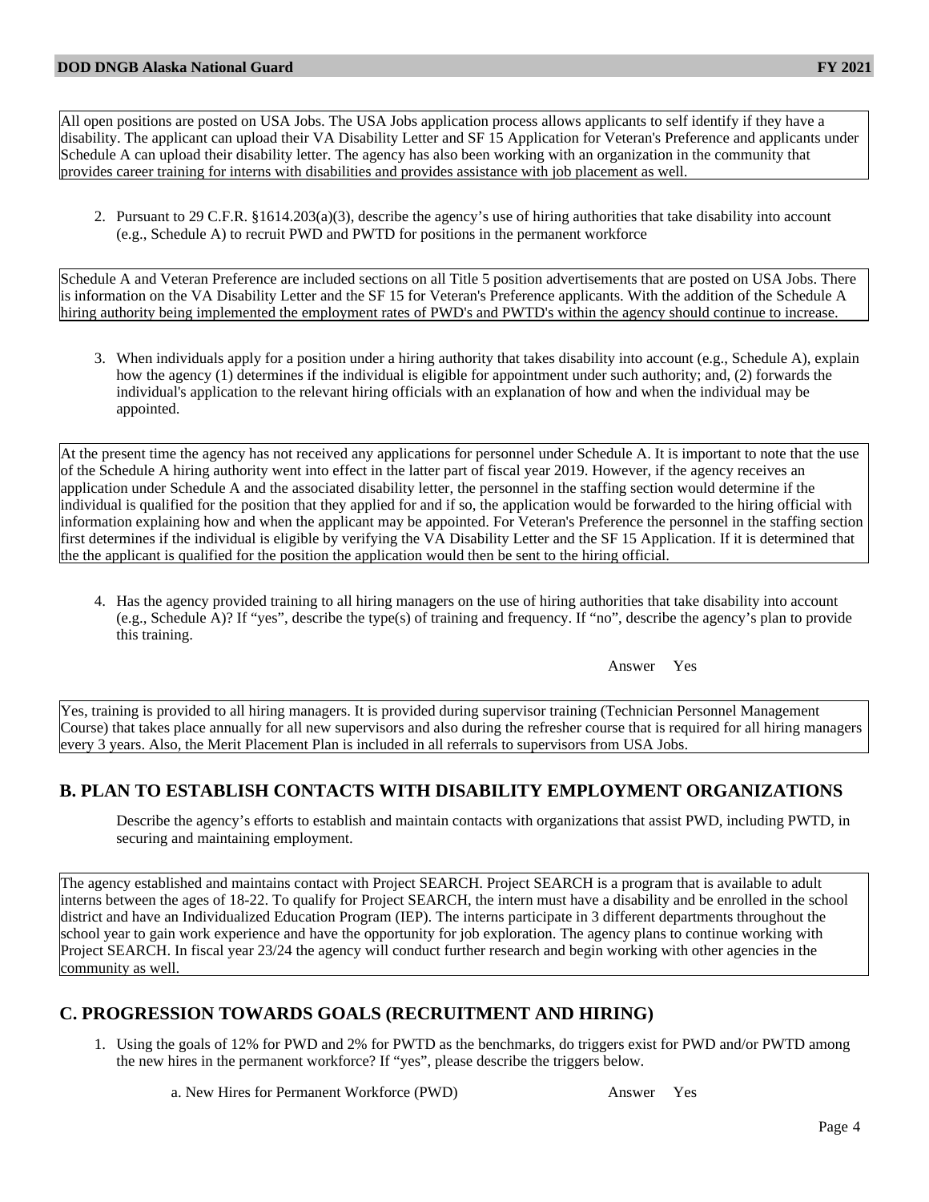All open positions are posted on USA Jobs. The USA Jobs application process allows applicants to self identify if they have a disability. The applicant can upload their VA Disability Letter and SF 15 Application for Veteran's Preference and applicants under Schedule A can upload their disability letter. The agency has also been working with an organization in the community that provides career training for interns with disabilities and provides assistance with job placement as well.

2. Pursuant to 29 C.F.R. §1614.203(a)(3), describe the agency's use of hiring authorities that take disability into account (e.g., Schedule A) to recruit PWD and PWTD for positions in the permanent workforce

Schedule A and Veteran Preference are included sections on all Title 5 position advertisements that are posted on USA Jobs. There is information on the VA Disability Letter and the SF 15 for Veteran's Preference applicants. With the addition of the Schedule A hiring authority being implemented the employment rates of PWD's and PWTD's within the agency should continue to increase.

3. When individuals apply for a position under a hiring authority that takes disability into account (e.g., Schedule A), explain how the agency (1) determines if the individual is eligible for appointment under such authority; and, (2) forwards the individual's application to the relevant hiring officials with an explanation of how and when the individual may be appointed.

At the present time the agency has not received any applications for personnel under Schedule A. It is important to note that the use of the Schedule A hiring authority went into effect in the latter part of fiscal year 2019. However, if the agency receives an application under Schedule A and the associated disability letter, the personnel in the staffing section would determine if the individual is qualified for the position that they applied for and if so, the application would be forwarded to the hiring official with information explaining how and when the applicant may be appointed. For Veteran's Preference the personnel in the staffing section first determines if the individual is eligible by verifying the VA Disability Letter and the SF 15 Application. If it is determined that the the applicant is qualified for the position the application would then be sent to the hiring official.

4. Has the agency provided training to all hiring managers on the use of hiring authorities that take disability into account (e.g., Schedule A)? If "yes", describe the type(s) of training and frequency. If "no", describe the agency's plan to provide this training.

Answer Yes

Yes, training is provided to all hiring managers. It is provided during supervisor training (Technician Personnel Management Course) that takes place annually for all new supervisors and also during the refresher course that is required for all hiring managers every 3 years. Also, the Merit Placement Plan is included in all referrals to supervisors from USA Jobs.

## B. PLAN TO ESTABLISH CONTACTS WITH DISABILITY EMPLOYMENT ORGANIZATIONS

Describe the agency's efforts to establish and maintain contacts with organizations that assist PWD, including PWTD, in securing and maintaining employment.

The agency established and maintains contact with Project SEARCH. Project SEARCH is a program that is available to adult interns between the ages of 18-22. To qualify for Project SEARCH, the intern must have a disability and be enrolled in the school district and have an Individualized Education Program (IEP). The interns participate in 3 different departments throughout the school year to gain work experience and have the opportunity for job exploration. The agency plans to continue working with Project SEARCH. In fiscal year 23/24 the agency will conduct further research and begin working with other agencies in the community as well.

## C. PROGRESSION TOWARDS GOALS (RECRUITMENT AND HIRING)

1. Using the goals of 12% for PWD and 2% for PWTD as the benchmarks, do triggers exist for PWD and/or PWTD among the new hires in the permanent workforce? If "yes", please describe the triggers below.

   a. New Hires for Permanent Workforce (PWD) Answer Yes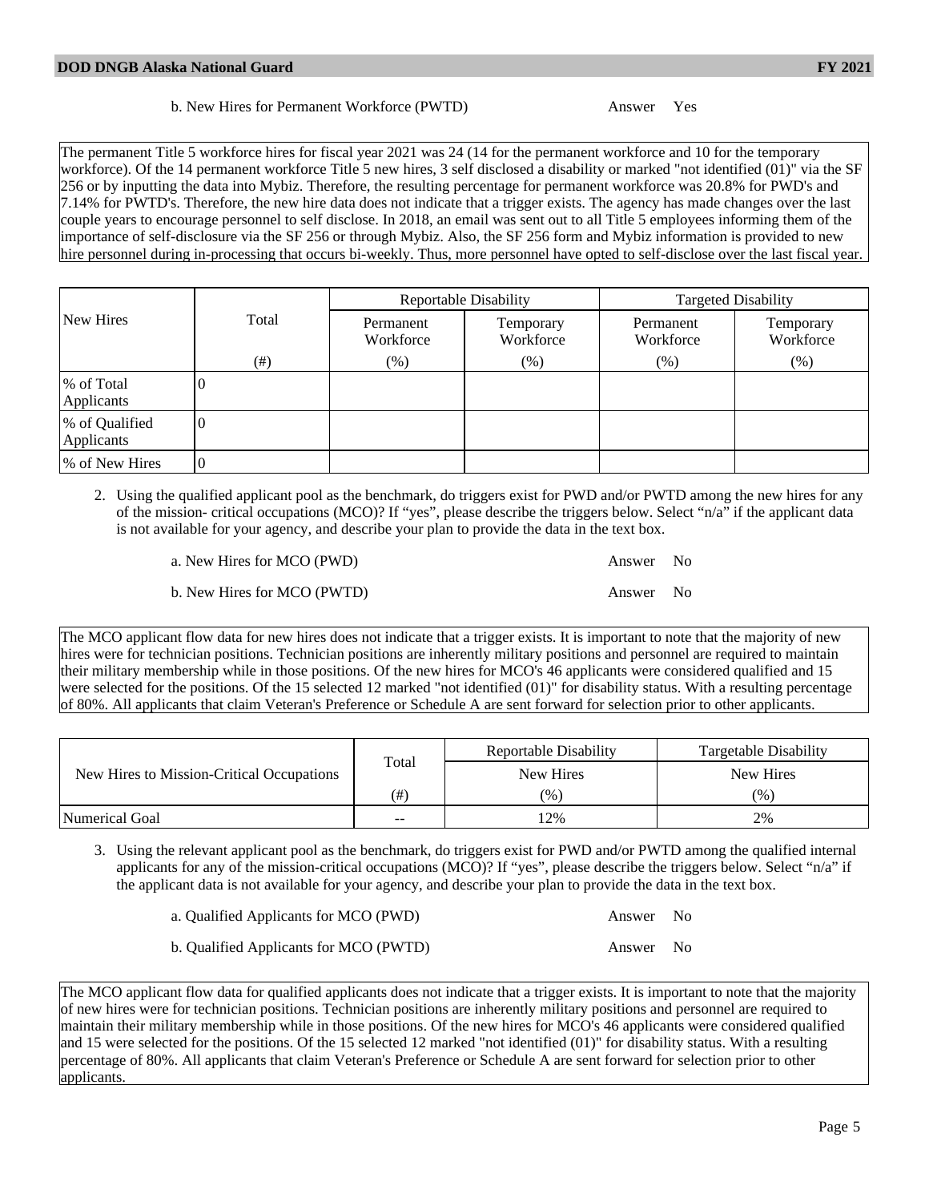b. New Hires for Permanent Workforce (PWTD) Answer Yes

The permanent Title 5 workforce hires for fiscal year 2021 was 24 (14 for the permanent workforce and 10 for the temporary workforce). Of the 14 permanent workforce Title 5 new hires, 3 self disclosed a disability or marked "not identified (01)" via the SF 256 or by inputting the data into Mybiz. Therefore, the resulting percentage for permanent workforce was 20.8% for PWD's and 7.14% for PWTD's. Therefore, the new hire data does not indicate that a trigger exists. The agency has made changes over the last couple years to encourage personnel to self disclose. In 2018, an email was sent out to all Title 5 employees informing them of the importance of self-disclosure via the SF 256 or through Mybiz. Also, the SF 256 form and Mybiz information is provided to new hire personnel during in-processing that occurs bi-weekly. Thus, more personnel have opted to self-disclose over the last fiscal year.

| New Hires | Total | Reportable Disability | | Targeted Disability | |
|---|---|---|---|---|---|
| | | Permanent Workforce | Temporary Workforce | Permanent Workforce | Temporary Workforce |
| | (#) | (%) | (%) | (%) | (%) |
| % of Total Applicants | 0 | | | | |
| % of Qualified Applicants | 0 | | | | |
| % of New Hires | 0 | | | | |

2. Using the qualified applicant pool as the benchmark, do triggers exist for PWD and/or PWTD among the new hires for any of the mission- critical occupations (MCO)? If "yes", please describe the triggers below. Select "n/a" if the applicant data is not available for your agency, and describe your plan to provide the data in the text box.

a. New Hires for MCO (PWD) Answer No

b. New Hires for MCO (PWTD) Answer No

The MCO applicant flow data for new hires does not indicate that a trigger exists. It is important to note that the majority of new hires were for technician positions. Technician positions are inherently military positions and personnel are required to maintain their military membership while in those positions. Of the new hires for MCO's 46 applicants were considered qualified and 15 were selected for the positions. Of the 15 selected 12 marked "not identified (01)" for disability status. With a resulting percentage of 80%. All applicants that claim Veteran's Preference or Schedule A are sent forward for selection prior to other applicants.

| New Hires to Mission-Critical Occupations | Total | Reportable Disability | Targetable Disability |
|---|---|---|---|
| | | New Hires | New Hires |
| | (#) | (%) | (%) |
| Numerical Goal | -- | 12% | 2% |

3. Using the relevant applicant pool as the benchmark, do triggers exist for PWD and/or PWTD among the qualified internal applicants for any of the mission-critical occupations (MCO)? If "yes", please describe the triggers below. Select "n/a" if the applicant data is not available for your agency, and describe your plan to provide the data in the text box.

a. Qualified Applicants for MCO (PWD) Answer No

b. Qualified Applicants for MCO (PWTD) Answer No

The MCO applicant flow data for qualified applicants does not indicate that a trigger exists. It is important to note that the majority of new hires were for technician positions. Technician positions are inherently military positions and personnel are required to maintain their military membership while in those positions. Of the new hires for MCO's 46 applicants were considered qualified and 15 were selected for the positions. Of the 15 selected 12 marked "not identified (01)" for disability status. With a resulting percentage of 80%. All applicants that claim Veteran's Preference or Schedule A are sent forward for selection prior to other applicants.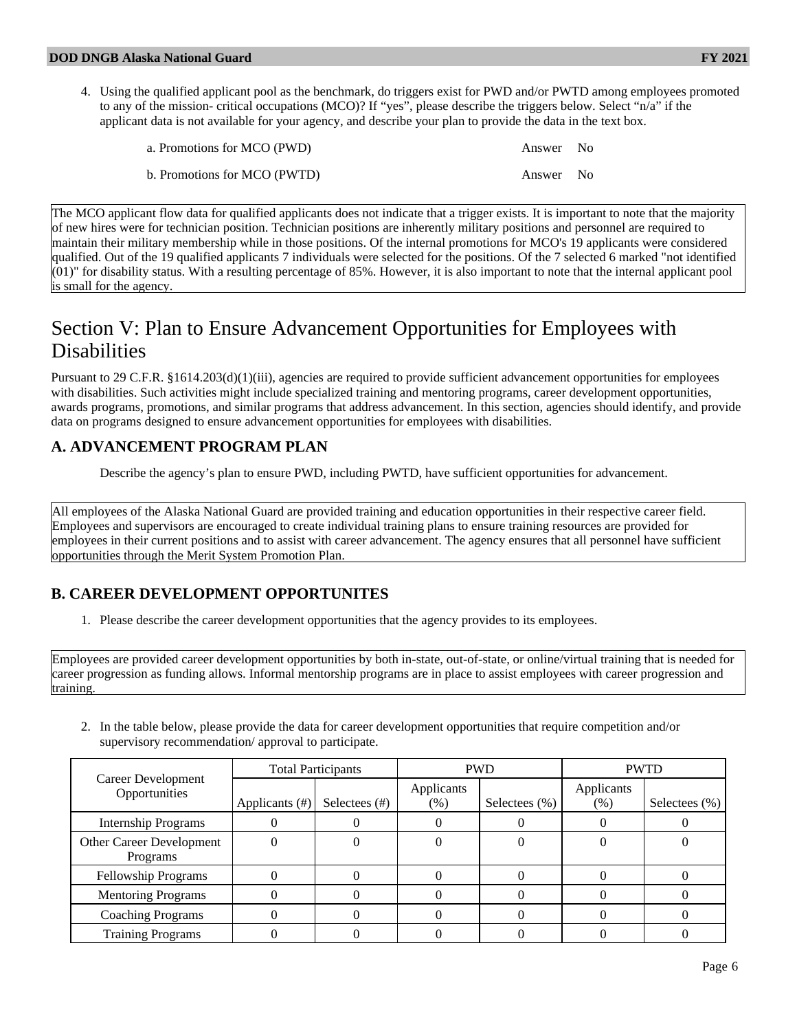4. Using the qualified applicant pool as the benchmark, do triggers exist for PWD and/or PWTD among employees promoted to any of the mission- critical occupations (MCO)? If "yes", please describe the triggers below. Select "n/a" if the applicant data is not available for your agency, and describe your plan to provide the data in the text box.

| | | |
|---|---|---|
| a. Promotions for MCO (PWD) | Answer | No |
| b. Promotions for MCO (PWTD) | Answer | No |

The MCO applicant flow data for qualified applicants does not indicate that a trigger exists. It is important to note that the majority of new hires were for technician position. Technician positions are inherently military positions and personnel are required to maintain their military membership while in those positions. Of the internal promotions for MCO's 19 applicants were considered qualified. Out of the 19 qualified applicants 7 individuals were selected for the positions. Of the 7 selected 6 marked "not identified (01)" for disability status. With a resulting percentage of 85%. However, it is also important to note that the internal applicant pool is small for the agency.

# Section V: Plan to Ensure Advancement Opportunities for Employees with Disabilities

Pursuant to 29 C.F.R. §1614.203(d)(1)(iii), agencies are required to provide sufficient advancement opportunities for employees with disabilities. Such activities might include specialized training and mentoring programs, career development opportunities, awards programs, promotions, and similar programs that address advancement. In this section, agencies should identify, and provide data on programs designed to ensure advancement opportunities for employees with disabilities.

## A. ADVANCEMENT PROGRAM PLAN

Describe the agency's plan to ensure PWD, including PWTD, have sufficient opportunities for advancement.

All employees of the Alaska National Guard are provided training and education opportunities in their respective career field. Employees and supervisors are encouraged to create individual training plans to ensure training resources are provided for employees in their current positions and to assist with career advancement. The agency ensures that all personnel have sufficient opportunities through the Merit System Promotion Plan.

## B. CAREER DEVELOPMENT OPPORTUNITES

1. Please describe the career development opportunities that the agency provides to its employees.

Employees are provided career development opportunities by both in-state, out-of-state, or online/virtual training that is needed for career progression as funding allows. Informal mentorship programs are in place to assist employees with career progression and training.

2. In the table below, please provide the data for career development opportunities that require competition and/or supervisory recommendation/ approval to participate.

| Career Development Opportunities | Total Participants | | PWD | | PWTD | |
|---|---|---|---|---|---|---|
| | Applicants (#) | Selectees (#) | Applicants (%) | Selectees (%) | Applicants (%) | Selectees (%) |
| Internship Programs | 0 | 0 | 0 | 0 | 0 | 0 |
| Other Career Development Programs | 0 | 0 | 0 | 0 | 0 | 0 |
| Fellowship Programs | 0 | 0 | 0 | 0 | 0 | 0 |
| Mentoring Programs | 0 | 0 | 0 | 0 | 0 | 0 |
| Coaching Programs | 0 | 0 | 0 | 0 | 0 | 0 |
| Training Programs | 0 | 0 | 0 | 0 | 0 | 0 |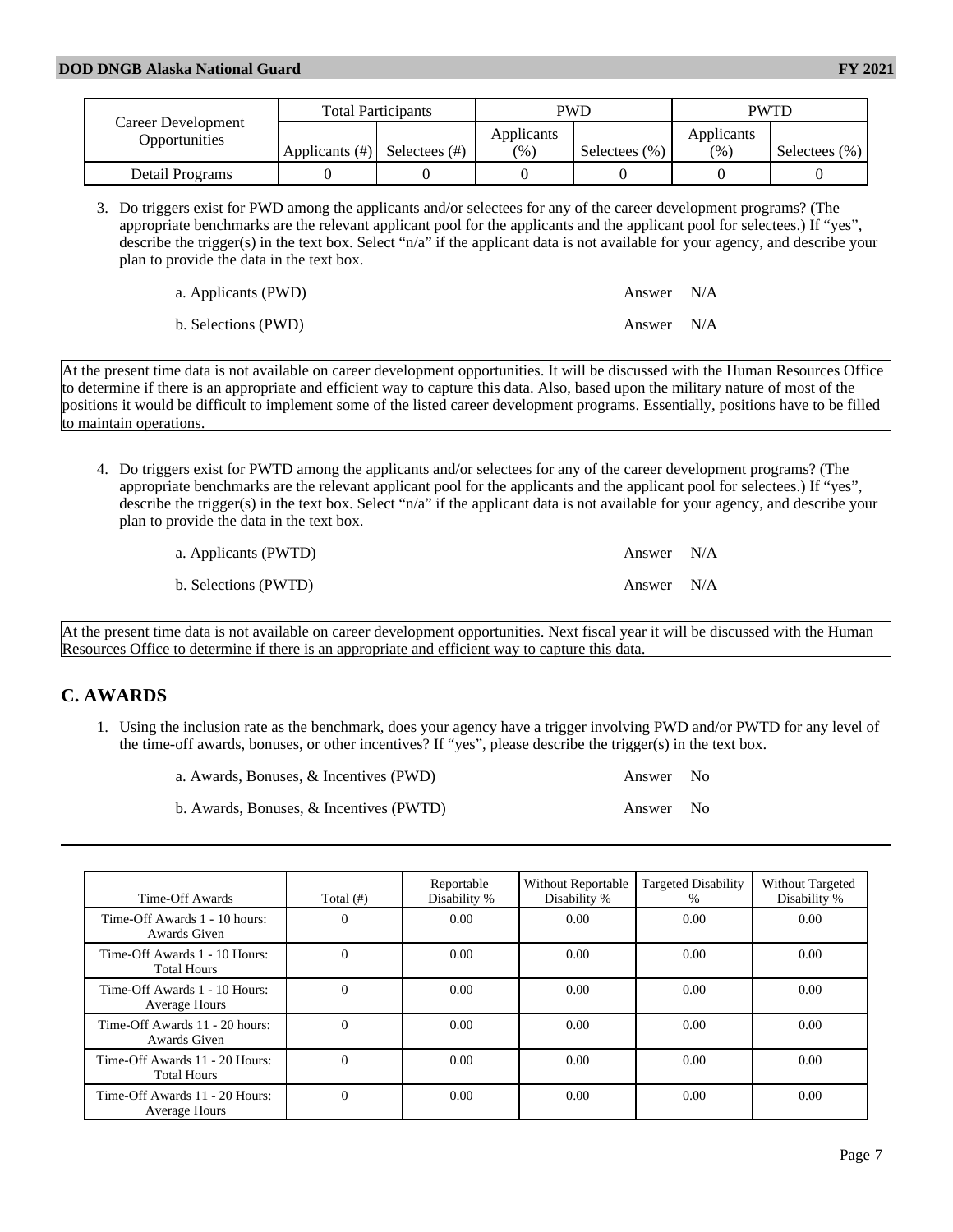| Career Development Opportunities | Total Participants | | PWD | | PWTD | |
|---|---|---|---|---|---|---|
| | Applicants (#) | Selectees (#) | Applicants (%) | Selectees (%) | Applicants (%) | Selectees (%) |
| Detail Programs | 0 | 0 | 0 | 0 | 0 | 0 |

3. Do triggers exist for PWD among the applicants and/or selectees for any of the career development programs? (The appropriate benchmarks are the relevant applicant pool for the applicants and the applicant pool for selectees.) If "yes", describe the trigger(s) in the text box. Select "n/a" if the applicant data is not available for your agency, and describe your plan to provide the data in the text box.

   a. Applicants (PWD) Answer N/A

   b. Selections (PWD) Answer N/A

At the present time data is not available on career development opportunities. It will be discussed with the Human Resources Office to determine if there is an appropriate and efficient way to capture this data. Also, based upon the military nature of most of the positions it would be difficult to implement some of the listed career development programs. Essentially, positions have to be filled to maintain operations.

4. Do triggers exist for PWTD among the applicants and/or selectees for any of the career development programs? (The appropriate benchmarks are the relevant applicant pool for the applicants and the applicant pool for selectees.) If "yes", describe the trigger(s) in the text box. Select "n/a" if the applicant data is not available for your agency, and describe your plan to provide the data in the text box.

   a. Applicants (PWTD) Answer N/A

   b. Selections (PWTD) Answer N/A

At the present time data is not available on career development opportunities. Next fiscal year it will be discussed with the Human Resources Office to determine if there is an appropriate and efficient way to capture this data.

## C. AWARDS

1. Using the inclusion rate as the benchmark, does your agency have a trigger involving PWD and/or PWTD for any level of the time-off awards, bonuses, or other incentives? If "yes", please describe the trigger(s) in the text box.

   a. Awards, Bonuses, & Incentives (PWD) Answer No

   b. Awards, Bonuses, & Incentives (PWTD) Answer No

| Time-Off Awards | Total (#) | Reportable Disability % | Without Reportable Disability % | Targeted Disability % | Without Targeted Disability % |
|---|---|---|---|---|---|
| Time-Off Awards 1 - 10 hours: Awards Given | 0 | 0.00 | 0.00 | 0.00 | 0.00 |
| Time-Off Awards 1 - 10 Hours: Total Hours | 0 | 0.00 | 0.00 | 0.00 | 0.00 |
| Time-Off Awards 1 - 10 Hours: Average Hours | 0 | 0.00 | 0.00 | 0.00 | 0.00 |
| Time-Off Awards 11 - 20 hours: Awards Given | 0 | 0.00 | 0.00 | 0.00 | 0.00 |
| Time-Off Awards 11 - 20 Hours: Total Hours | 0 | 0.00 | 0.00 | 0.00 | 0.00 |
| Time-Off Awards 11 - 20 Hours: Average Hours | 0 | 0.00 | 0.00 | 0.00 | 0.00 |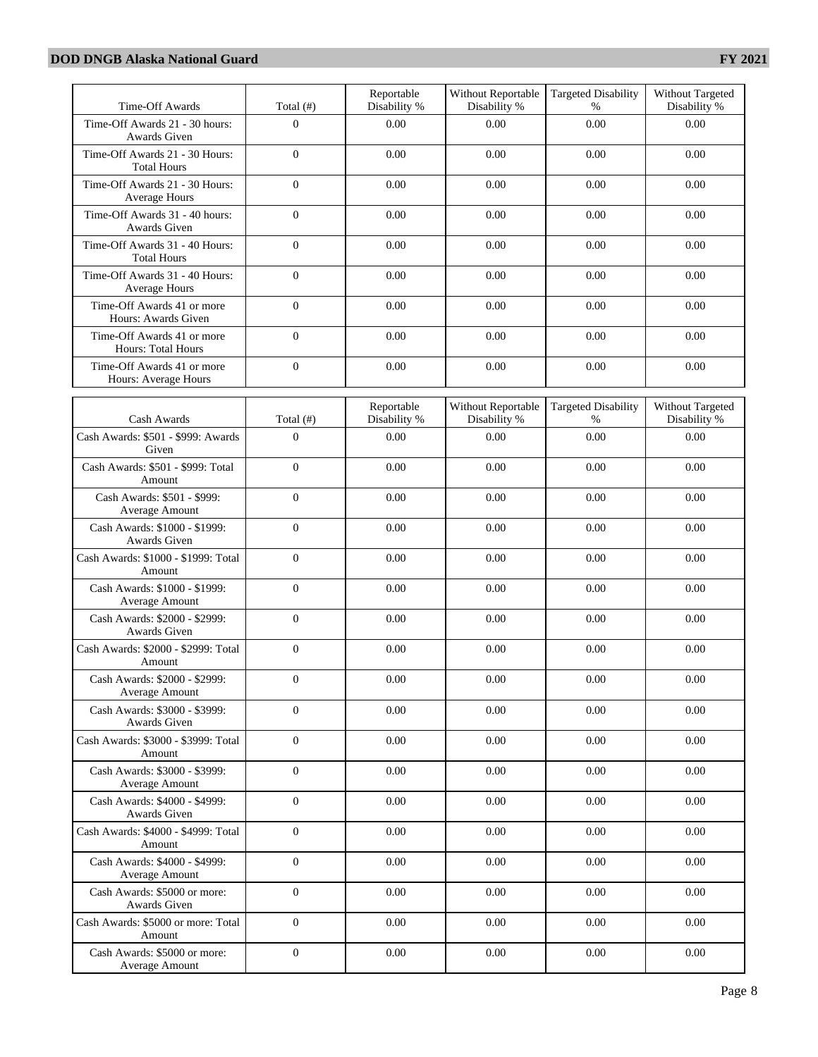| Time-Off Awards | Total (#) | Reportable Disability % | Without Reportable Disability % | Targeted Disability % | Without Targeted Disability % |
|---|---|---|---|---|---|
| Time-Off Awards 21 - 30 hours: Awards Given | 0 | 0.00 | 0.00 | 0.00 | 0.00 |
| Time-Off Awards 21 - 30 Hours: Total Hours | 0 | 0.00 | 0.00 | 0.00 | 0.00 |
| Time-Off Awards 21 - 30 Hours: Average Hours | 0 | 0.00 | 0.00 | 0.00 | 0.00 |
| Time-Off Awards 31 - 40 hours: Awards Given | 0 | 0.00 | 0.00 | 0.00 | 0.00 |
| Time-Off Awards 31 - 40 Hours: Total Hours | 0 | 0.00 | 0.00 | 0.00 | 0.00 |
| Time-Off Awards 31 - 40 Hours: Average Hours | 0 | 0.00 | 0.00 | 0.00 | 0.00 |
| Time-Off Awards 41 or more Hours: Awards Given | 0 | 0.00 | 0.00 | 0.00 | 0.00 |
| Time-Off Awards 41 or more Hours: Total Hours | 0 | 0.00 | 0.00 | 0.00 | 0.00 |
| Time-Off Awards 41 or more Hours: Average Hours | 0 | 0.00 | 0.00 | 0.00 | 0.00 |

| Cash Awards | Total (#) | Reportable Disability % | Without Reportable Disability % | Targeted Disability % | Without Targeted Disability % |
|---|---|---|---|---|---|
| Cash Awards: $501 - $999: Awards Given | 0 | 0.00 | 0.00 | 0.00 | 0.00 |
| Cash Awards: $501 - $999: Total Amount | 0 | 0.00 | 0.00 | 0.00 | 0.00 |
| Cash Awards: $501 - $999: Average Amount | 0 | 0.00 | 0.00 | 0.00 | 0.00 |
| Cash Awards: $1000 - $1999: Awards Given | 0 | 0.00 | 0.00 | 0.00 | 0.00 |
| Cash Awards: $1000 - $1999: Total Amount | 0 | 0.00 | 0.00 | 0.00 | 0.00 |
| Cash Awards: $1000 - $1999: Average Amount | 0 | 0.00 | 0.00 | 0.00 | 0.00 |
| Cash Awards: $2000 - $2999: Awards Given | 0 | 0.00 | 0.00 | 0.00 | 0.00 |
| Cash Awards: $2000 - $2999: Total Amount | 0 | 0.00 | 0.00 | 0.00 | 0.00 |
| Cash Awards: $2000 - $2999: Average Amount | 0 | 0.00 | 0.00 | 0.00 | 0.00 |
| Cash Awards: $3000 - $3999: Awards Given | 0 | 0.00 | 0.00 | 0.00 | 0.00 |
| Cash Awards: $3000 - $3999: Total Amount | 0 | 0.00 | 0.00 | 0.00 | 0.00 |
| Cash Awards: $3000 - $3999: Average Amount | 0 | 0.00 | 0.00 | 0.00 | 0.00 |
| Cash Awards: $4000 - $4999: Awards Given | 0 | 0.00 | 0.00 | 0.00 | 0.00 |
| Cash Awards: $4000 - $4999: Total Amount | 0 | 0.00 | 0.00 | 0.00 | 0.00 |
| Cash Awards: $4000 - $4999: Average Amount | 0 | 0.00 | 0.00 | 0.00 | 0.00 |
| Cash Awards: $5000 or more: Awards Given | 0 | 0.00 | 0.00 | 0.00 | 0.00 |
| Cash Awards: $5000 or more: Total Amount | 0 | 0.00 | 0.00 | 0.00 | 0.00 |
| Cash Awards: $5000 or more: Average Amount | 0 | 0.00 | 0.00 | 0.00 | 0.00 |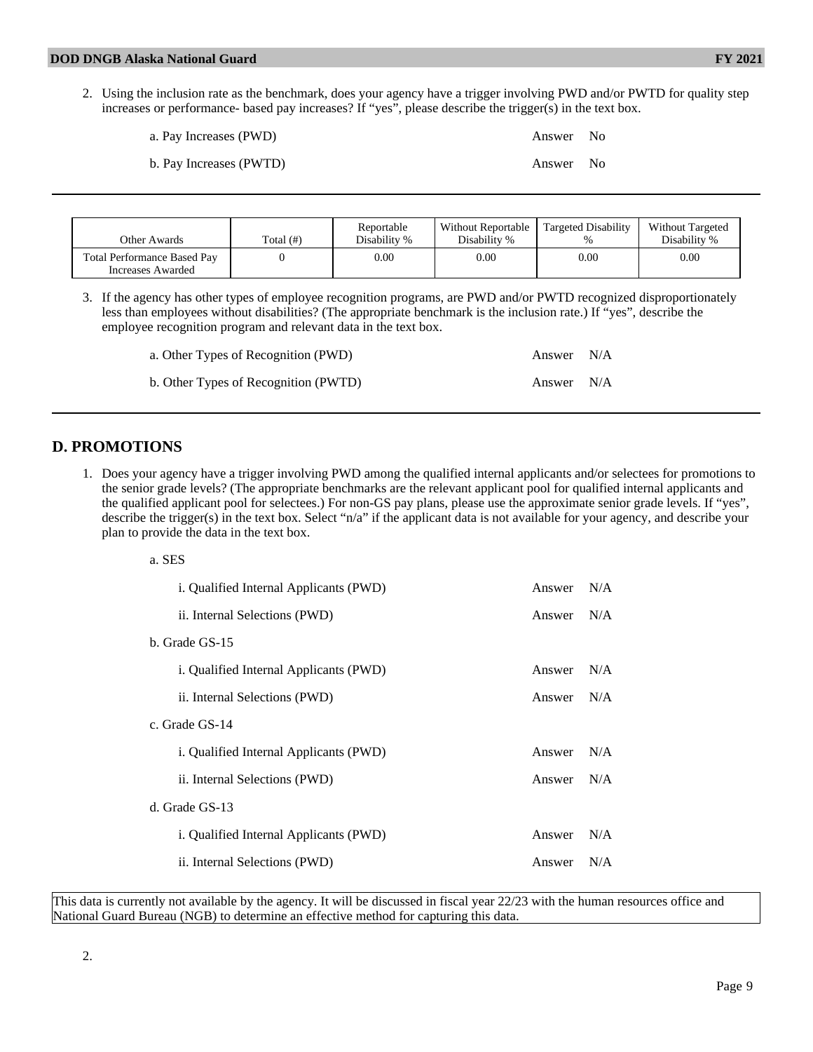2. Using the inclusion rate as the benchmark, does your agency have a trigger involving PWD and/or PWTD for quality step increases or performance- based pay increases? If "yes", please describe the trigger(s) in the text box.

a. Pay Increases (PWD) Answer No

b. Pay Increases (PWTD) Answer No

---

| Other Awards | Total (#) | Reportable Disability % | Without Reportable Disability % | Targeted Disability % | Without Targeted Disability % |
|---|---|---|---|---|---|
| Total Performance Based Pay Increases Awarded | 0 | 0.00 | 0.00 | 0.00 | 0.00 |

3. If the agency has other types of employee recognition programs, are PWD and/or PWTD recognized disproportionately less than employees without disabilities? (The appropriate benchmark is the inclusion rate.) If "yes", describe the employee recognition program and relevant data in the text box.

a. Other Types of Recognition (PWD) Answer N/A

b. Other Types of Recognition (PWTD) Answer N/A

---

## D. PROMOTIONS

1. Does your agency have a trigger involving PWD among the qualified internal applicants and/or selectees for promotions to the senior grade levels? (The appropriate benchmarks are the relevant applicant pool for qualified internal applicants and the qualified applicant pool for selectees.) For non-GS pay plans, please use the approximate senior grade levels. If "yes", describe the trigger(s) in the text box. Select "n/a" if the applicant data is not available for your agency, and describe your plan to provide the data in the text box.

a. SES

i. Qualified Internal Applicants (PWD) Answer N/A

ii. Internal Selections (PWD) Answer N/A

b. Grade GS-15

i. Qualified Internal Applicants (PWD) Answer N/A

ii. Internal Selections (PWD) Answer N/A

c. Grade GS-14

i. Qualified Internal Applicants (PWD) Answer N/A

ii. Internal Selections (PWD) Answer N/A

d. Grade GS-13

i. Qualified Internal Applicants (PWD) Answer N/A

ii. Internal Selections (PWD) Answer N/A

This data is currently not available by the agency. It will be discussed in fiscal year 22/23 with the human resources office and National Guard Bureau (NGB) to determine an effective method for capturing this data.

2.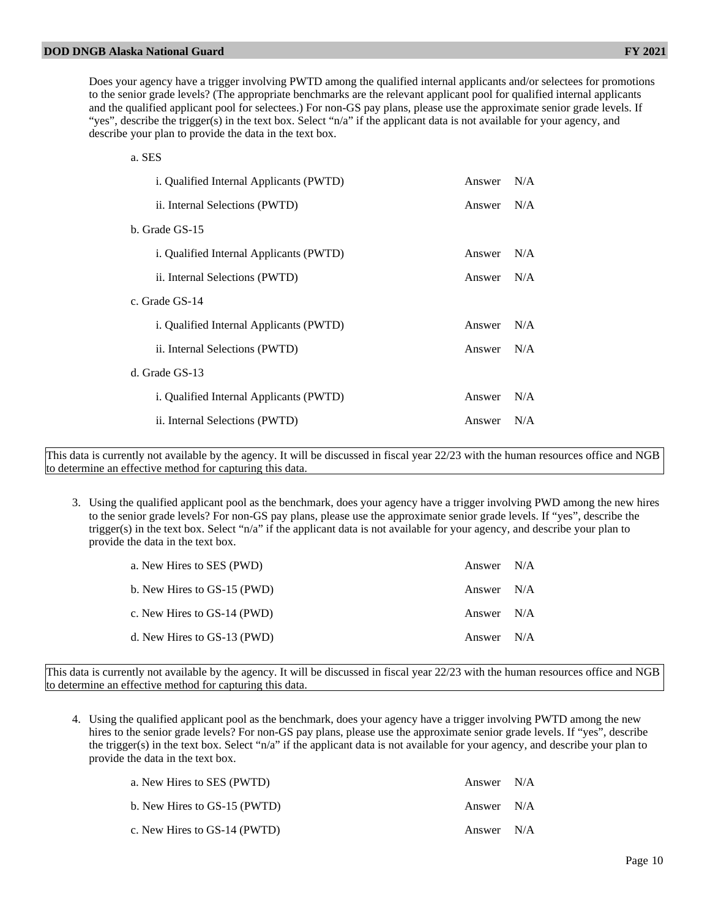Does your agency have a trigger involving PWTD among the qualified internal applicants and/or selectees for promotions to the senior grade levels? (The appropriate benchmarks are the relevant applicant pool for qualified internal applicants and the qualified applicant pool for selectees.) For non-GS pay plans, please use the approximate senior grade levels. If "yes", describe the trigger(s) in the text box. Select "n/a" if the applicant data is not available for your agency, and describe your plan to provide the data in the text box.

a. SES

i. Qualified Internal Applicants (PWTD) Answer N/A

ii. Internal Selections (PWTD) Answer N/A

b. Grade GS-15

i. Qualified Internal Applicants (PWTD) Answer N/A

ii. Internal Selections (PWTD) Answer N/A

c. Grade GS-14

i. Qualified Internal Applicants (PWTD) Answer N/A

ii. Internal Selections (PWTD) Answer N/A

d. Grade GS-13

i. Qualified Internal Applicants (PWTD) Answer N/A

ii. Internal Selections (PWTD) Answer N/A

This data is currently not available by the agency. It will be discussed in fiscal year 22/23 with the human resources office and NGB to determine an effective method for capturing this data.

3. Using the qualified applicant pool as the benchmark, does your agency have a trigger involving PWD among the new hires to the senior grade levels? For non-GS pay plans, please use the approximate senior grade levels. If "yes", describe the trigger(s) in the text box. Select "n/a" if the applicant data is not available for your agency, and describe your plan to provide the data in the text box.

a. New Hires to SES (PWD) Answer N/A

b. New Hires to GS-15 (PWD) Answer N/A

c. New Hires to GS-14 (PWD) Answer N/A

d. New Hires to GS-13 (PWD) Answer N/A

This data is currently not available by the agency. It will be discussed in fiscal year 22/23 with the human resources office and NGB to determine an effective method for capturing this data.

4. Using the qualified applicant pool as the benchmark, does your agency have a trigger involving PWTD among the new hires to the senior grade levels? For non-GS pay plans, please use the approximate senior grade levels. If "yes", describe the trigger(s) in the text box. Select "n/a" if the applicant data is not available for your agency, and describe your plan to provide the data in the text box.

a. New Hires to SES (PWTD) Answer N/A

b. New Hires to GS-15 (PWTD) Answer N/A

c. New Hires to GS-14 (PWTD) Answer N/A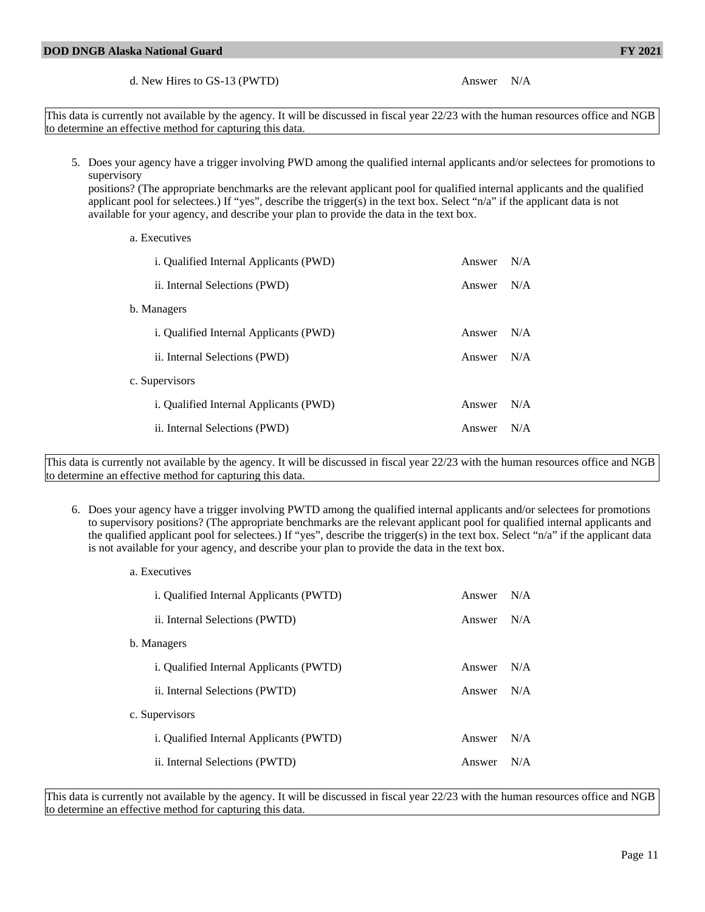d. New Hires to GS-13 (PWTD) Answer N/A

This data is currently not available by the agency. It will be discussed in fiscal year 22/23 with the human resources office and NGB to determine an effective method for capturing this data.

5. Does your agency have a trigger involving PWD among the qualified internal applicants and/or selectees for promotions to supervisory positions? (The appropriate benchmarks are the relevant applicant pool for qualified internal applicants and the qualified applicant pool for selectees.) If "yes", describe the trigger(s) in the text box. Select "n/a" if the applicant data is not available for your agency, and describe your plan to provide the data in the text box.

   a. Executives

      i. Qualified Internal Applicants (PWD) Answer N/A

      ii. Internal Selections (PWD) Answer N/A

   b. Managers

      i. Qualified Internal Applicants (PWD) Answer N/A

      ii. Internal Selections (PWD) Answer N/A

   c. Supervisors

      i. Qualified Internal Applicants (PWD) Answer N/A

      ii. Internal Selections (PWD) Answer N/A

This data is currently not available by the agency. It will be discussed in fiscal year 22/23 with the human resources office and NGB to determine an effective method for capturing this data.

6. Does your agency have a trigger involving PWTD among the qualified internal applicants and/or selectees for promotions to supervisory positions? (The appropriate benchmarks are the relevant applicant pool for qualified internal applicants and the qualified applicant pool for selectees.) If "yes", describe the trigger(s) in the text box. Select "n/a" if the applicant data is not available for your agency, and describe your plan to provide the data in the text box.

   a. Executives

      i. Qualified Internal Applicants (PWTD) Answer N/A

      ii. Internal Selections (PWTD) Answer N/A

   b. Managers

      i. Qualified Internal Applicants (PWTD) Answer N/A

      ii. Internal Selections (PWTD) Answer N/A

   c. Supervisors

      i. Qualified Internal Applicants (PWTD) Answer N/A

      ii. Internal Selections (PWTD) Answer N/A

This data is currently not available by the agency. It will be discussed in fiscal year 22/23 with the human resources office and NGB to determine an effective method for capturing this data.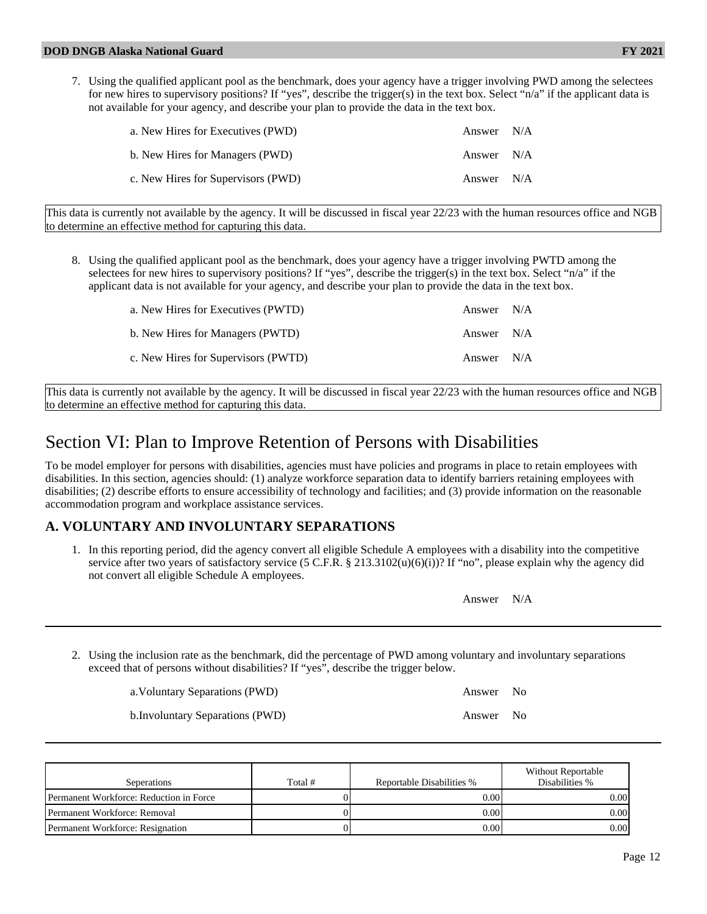7. Using the qualified applicant pool as the benchmark, does your agency have a trigger involving PWD among the selectees for new hires to supervisory positions? If "yes", describe the trigger(s) in the text box. Select "n/a" if the applicant data is not available for your agency, and describe your plan to provide the data in the text box.

   a. New Hires for Executives (PWD) Answer N/A

   b. New Hires for Managers (PWD) Answer N/A

   c. New Hires for Supervisors (PWD) Answer N/A

This data is currently not available by the agency. It will be discussed in fiscal year 22/23 with the human resources office and NGB to determine an effective method for capturing this data.

8. Using the qualified applicant pool as the benchmark, does your agency have a trigger involving PWTD among the selectees for new hires to supervisory positions? If "yes", describe the trigger(s) in the text box. Select "n/a" if the applicant data is not available for your agency, and describe your plan to provide the data in the text box.

   a. New Hires for Executives (PWTD) Answer N/A

   b. New Hires for Managers (PWTD) Answer N/A

   c. New Hires for Supervisors (PWTD) Answer N/A

This data is currently not available by the agency. It will be discussed in fiscal year 22/23 with the human resources office and NGB to determine an effective method for capturing this data.

# Section VI: Plan to Improve Retention of Persons with Disabilities

To be model employer for persons with disabilities, agencies must have policies and programs in place to retain employees with disabilities. In this section, agencies should: (1) analyze workforce separation data to identify barriers retaining employees with disabilities; (2) describe efforts to ensure accessibility of technology and facilities; and (3) provide information on the reasonable accommodation program and workplace assistance services.

## A. VOLUNTARY AND INVOLUNTARY SEPARATIONS

1. In this reporting period, did the agency convert all eligible Schedule A employees with a disability into the competitive service after two years of satisfactory service (5 C.F.R. § 213.3102(u)(6)(i))? If "no", please explain why the agency did not convert all eligible Schedule A employees.

   Answer N/A

2. Using the inclusion rate as the benchmark, did the percentage of PWD among voluntary and involuntary separations exceed that of persons without disabilities? If "yes", describe the trigger below.

   a.Voluntary Separations (PWD) Answer No

   b.Involuntary Separations (PWD) Answer No

| Seperations | Total # | Reportable Disabilities % | Without Reportable Disabilities % |
|---|---|---|---|
| Permanent Workforce: Reduction in Force | 0 | 0.00 | 0.00 |
| Permanent Workforce: Removal | 0 | 0.00 | 0.00 |
| Permanent Workforce: Resignation | 0 | 0.00 | 0.00 |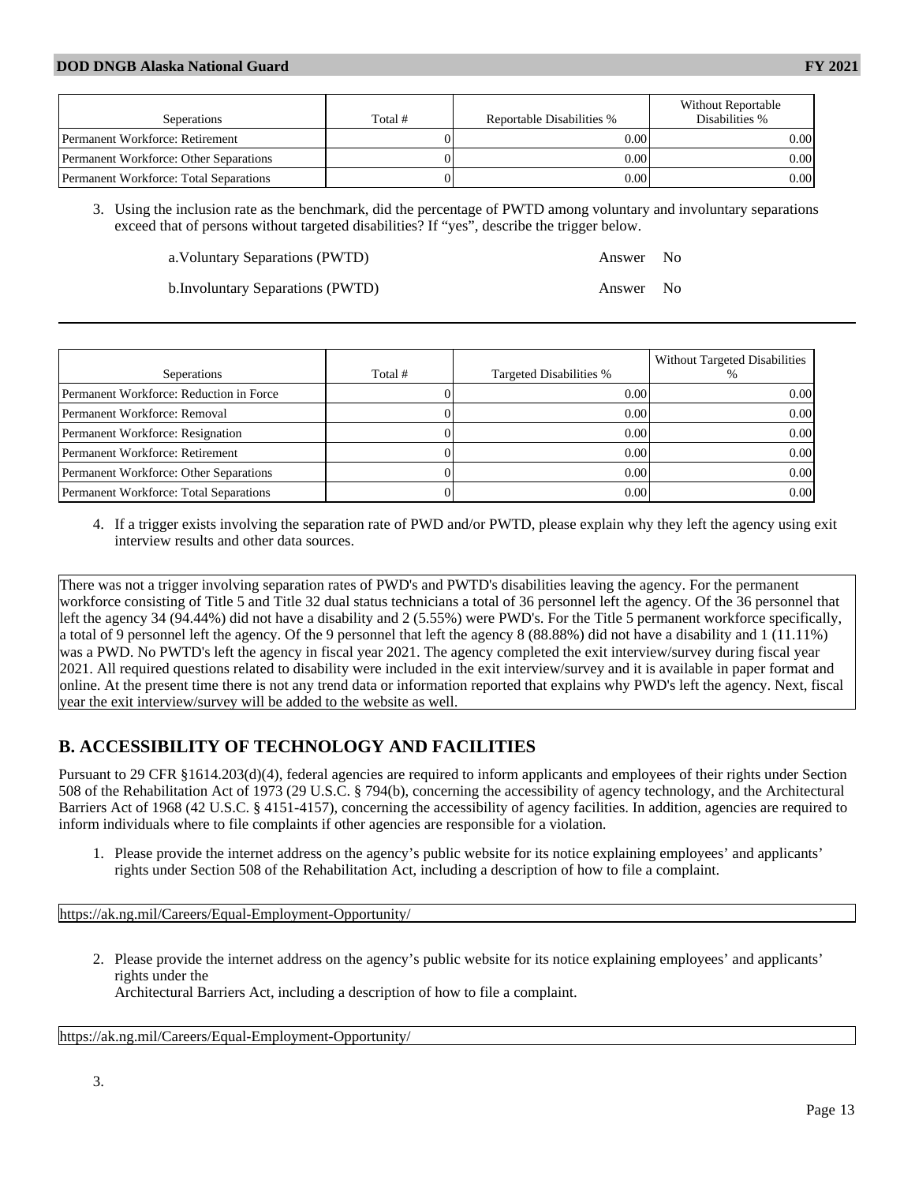| Seperations | Total # | Reportable Disabilities % | Without Reportable Disabilities % |
|---|---|---|---|
| Permanent Workforce: Retirement | 0 | 0.00 | 0.00 |
| Permanent Workforce: Other Separations | 0 | 0.00 | 0.00 |
| Permanent Workforce: Total Separations | 0 | 0.00 | 0.00 |

3. Using the inclusion rate as the benchmark, did the percentage of PWTD among voluntary and involuntary separations exceed that of persons without targeted disabilities? If "yes", describe the trigger below.

   a.Voluntary Separations (PWTD) Answer No

   b.Involuntary Separations (PWTD) Answer No

---

| Seperations | Total # | Targeted Disabilities % | Without Targeted Disabilities % |
|---|---|---|---|
| Permanent Workforce: Reduction in Force | 0 | 0.00 | 0.00 |
| Permanent Workforce: Removal | 0 | 0.00 | 0.00 |
| Permanent Workforce: Resignation | 0 | 0.00 | 0.00 |
| Permanent Workforce: Retirement | 0 | 0.00 | 0.00 |
| Permanent Workforce: Other Separations | 0 | 0.00 | 0.00 |
| Permanent Workforce: Total Separations | 0 | 0.00 | 0.00 |

4. If a trigger exists involving the separation rate of PWD and/or PWTD, please explain why they left the agency using exit interview results and other data sources.

There was not a trigger involving separation rates of PWD's and PWTD's disabilities leaving the agency. For the permanent workforce consisting of Title 5 and Title 32 dual status technicians a total of 36 personnel left the agency. Of the 36 personnel that left the agency 34 (94.44%) did not have a disability and 2 (5.55%) were PWD's. For the Title 5 permanent workforce specifically, a total of 9 personnel left the agency. Of the 9 personnel that left the agency 8 (88.88%) did not have a disability and 1 (11.11%) was a PWD. No PWTD's left the agency in fiscal year 2021. The agency completed the exit interview/survey during fiscal year 2021. All required questions related to disability were included in the exit interview/survey and it is available in paper format and online. At the present time there is not any trend data or information reported that explains why PWD's left the agency. Next, fiscal year the exit interview/survey will be added to the website as well.

## B. ACCESSIBILITY OF TECHNOLOGY AND FACILITIES

Pursuant to 29 CFR §1614.203(d)(4), federal agencies are required to inform applicants and employees of their rights under Section 508 of the Rehabilitation Act of 1973 (29 U.S.C. § 794(b), concerning the accessibility of agency technology, and the Architectural Barriers Act of 1968 (42 U.S.C. § 4151-4157), concerning the accessibility of agency facilities. In addition, agencies are required to inform individuals where to file complaints if other agencies are responsible for a violation.

1. Please provide the internet address on the agency's public website for its notice explaining employees' and applicants' rights under Section 508 of the Rehabilitation Act, including a description of how to file a complaint.

https://ak.ng.mil/Careers/Equal-Employment-Opportunity/

2. Please provide the internet address on the agency's public website for its notice explaining employees' and applicants' rights under the Architectural Barriers Act, including a description of how to file a complaint.

https://ak.ng.mil/Careers/Equal-Employment-Opportunity/

3.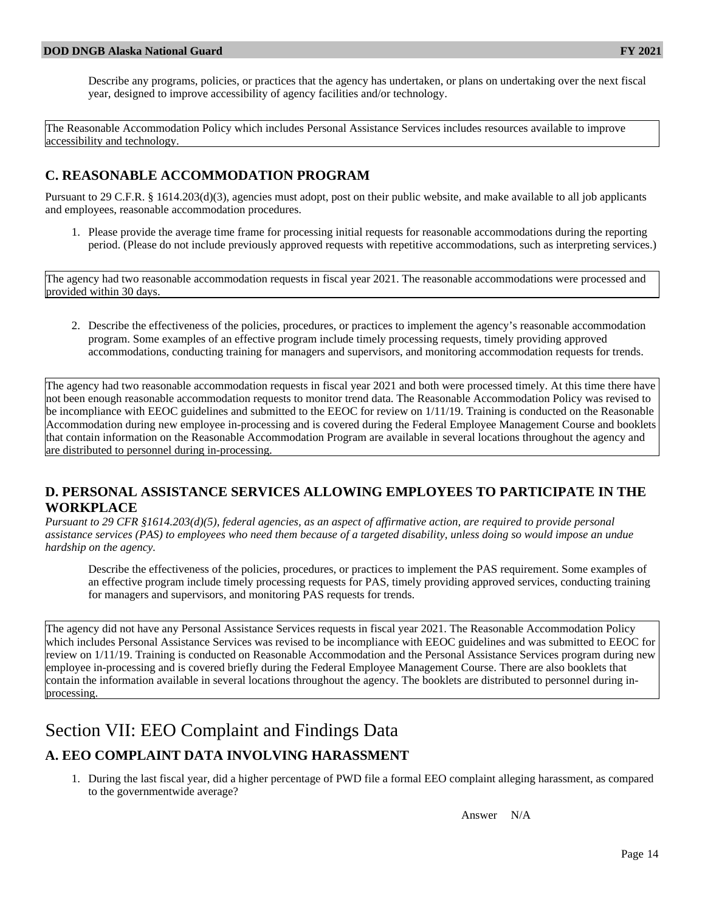Describe any programs, policies, or practices that the agency has undertaken, or plans on undertaking over the next fiscal year, designed to improve accessibility of agency facilities and/or technology.

The Reasonable Accommodation Policy which includes Personal Assistance Services includes resources available to improve accessibility and technology.

## C. REASONABLE ACCOMMODATION PROGRAM

Pursuant to 29 C.F.R. § 1614.203(d)(3), agencies must adopt, post on their public website, and make available to all job applicants and employees, reasonable accommodation procedures.

1. Please provide the average time frame for processing initial requests for reasonable accommodations during the reporting period. (Please do not include previously approved requests with repetitive accommodations, such as interpreting services.)

The agency had two reasonable accommodation requests in fiscal year 2021. The reasonable accommodations were processed and provided within 30 days.

2. Describe the effectiveness of the policies, procedures, or practices to implement the agency's reasonable accommodation program. Some examples of an effective program include timely processing requests, timely providing approved accommodations, conducting training for managers and supervisors, and monitoring accommodation requests for trends.

The agency had two reasonable accommodation requests in fiscal year 2021 and both were processed timely. At this time there have not been enough reasonable accommodation requests to monitor trend data. The Reasonable Accommodation Policy was revised to be incompliance with EEOC guidelines and submitted to the EEOC for review on 1/11/19. Training is conducted on the Reasonable Accommodation during new employee in-processing and is covered during the Federal Employee Management Course and booklets that contain information on the Reasonable Accommodation Program are available in several locations throughout the agency and are distributed to personnel during in-processing.

## D. PERSONAL ASSISTANCE SERVICES ALLOWING EMPLOYEES TO PARTICIPATE IN THE WORKPLACE

*Pursuant to 29 CFR §1614.203(d)(5), federal agencies, as an aspect of affirmative action, are required to provide personal assistance services (PAS) to employees who need them because of a targeted disability, unless doing so would impose an undue hardship on the agency.*

Describe the effectiveness of the policies, procedures, or practices to implement the PAS requirement. Some examples of an effective program include timely processing requests for PAS, timely providing approved services, conducting training for managers and supervisors, and monitoring PAS requests for trends.

The agency did not have any Personal Assistance Services requests in fiscal year 2021. The Reasonable Accommodation Policy which includes Personal Assistance Services was revised to be incompliance with EEOC guidelines and was submitted to EEOC for review on 1/11/19. Training is conducted on Reasonable Accommodation and the Personal Assistance Services program during new employee in-processing and is covered briefly during the Federal Employee Management Course. There are also booklets that contain the information available in several locations throughout the agency. The booklets are distributed to personnel during in-processing.

# Section VII: EEO Complaint and Findings Data

## A. EEO COMPLAINT DATA INVOLVING HARASSMENT

1. During the last fiscal year, did a higher percentage of PWD file a formal EEO complaint alleging harassment, as compared to the governmentwide average?

Answer N/A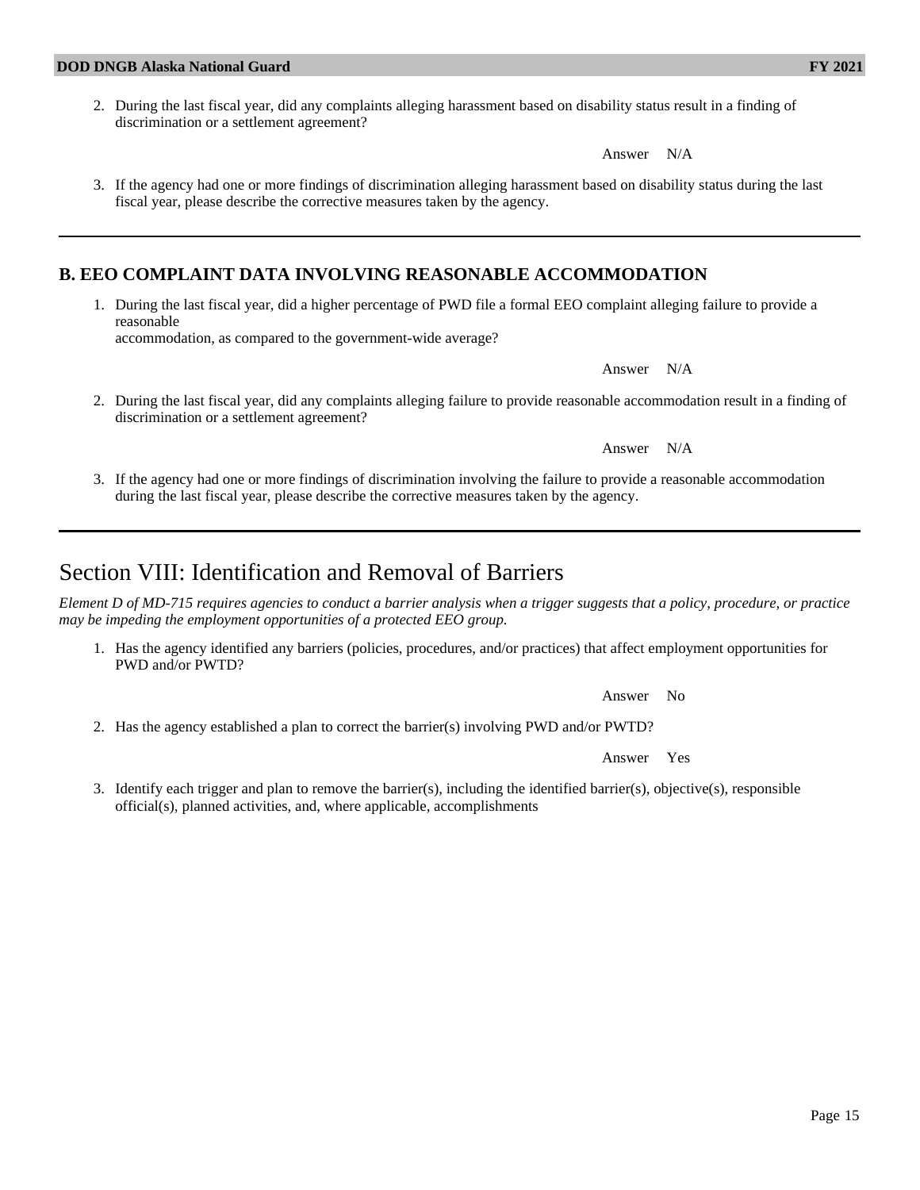2. During the last fiscal year, did any complaints alleging harassment based on disability status result in a finding of discrimination or a settlement agreement?

   Answer N/A

3. If the agency had one or more findings of discrimination alleging harassment based on disability status during the last fiscal year, please describe the corrective measures taken by the agency.

---

## B. EEO COMPLAINT DATA INVOLVING REASONABLE ACCOMMODATION

1. During the last fiscal year, did a higher percentage of PWD file a formal EEO complaint alleging failure to provide a reasonable
   accommodation, as compared to the government-wide average?

   Answer N/A

2. During the last fiscal year, did any complaints alleging failure to provide reasonable accommodation result in a finding of discrimination or a settlement agreement?

   Answer N/A

3. If the agency had one or more findings of discrimination involving the failure to provide a reasonable accommodation during the last fiscal year, please describe the corrective measures taken by the agency.

---

# Section VIII: Identification and Removal of Barriers

*Element D of MD-715 requires agencies to conduct a barrier analysis when a trigger suggests that a policy, procedure, or practice may be impeding the employment opportunities of a protected EEO group.*

1. Has the agency identified any barriers (policies, procedures, and/or practices) that affect employment opportunities for PWD and/or PWTD?

   Answer No

2. Has the agency established a plan to correct the barrier(s) involving PWD and/or PWTD?

   Answer Yes

3. Identify each trigger and plan to remove the barrier(s), including the identified barrier(s), objective(s), responsible official(s), planned activities, and, where applicable, accomplishments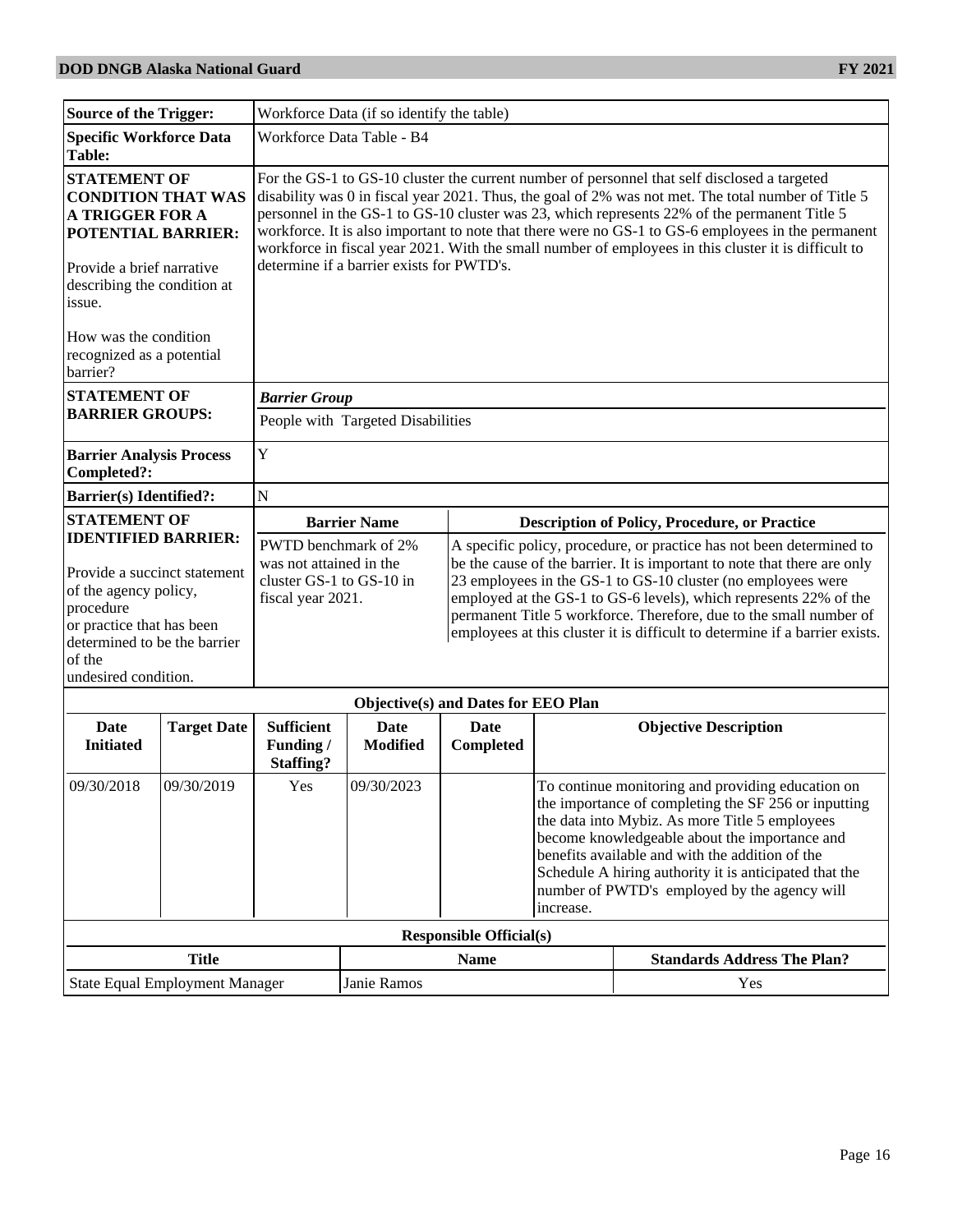| | |
|---|---|
| **Source of the Trigger:** | Workforce Data (if so identify the table) |
| **Specific Workforce Data Table:** | Workforce Data Table - B4 |
| **STATEMENT OF CONDITION THAT WAS A TRIGGER FOR A POTENTIAL BARRIER:**<br><br>Provide a brief narrative describing the condition at issue.<br><br>How was the condition recognized as a potential barrier? | For the GS-1 to GS-10 cluster the current number of personnel that self disclosed a targeted disability was 0 in fiscal year 2021. Thus, the goal of 2% was not met. The total number of Title 5 personnel in the GS-1 to GS-10 cluster was 23, which represents 22% of the permanent Title 5 workforce. It is also important to note that there were no GS-1 to GS-6 employees in the permanent workforce in fiscal year 2021. With the small number of employees in this cluster it is difficult to determine if a barrier exists for PWTD's. |
| **STATEMENT OF BARRIER GROUPS:** | ***Barrier Group***<br>People with Targeted Disabilities |
| **Barrier Analysis Process Completed?:** | Y |
| **Barrier(s) Identified?:** | N |

| **STATEMENT OF IDENTIFIED BARRIER:** | **Barrier Name** | **Description of Policy, Procedure, or Practice** |
|---|---|---|
| Provide a succinct statement of the agency policy, procedure or practice that has been determined to be the barrier of the undesired condition. | PWTD benchmark of 2% was not attained in the cluster GS-1 to GS-10 in fiscal year 2021. | A specific policy, procedure, or practice has not been determined to be the cause of the barrier. It is important to note that there are only 23 employees in the GS-1 to GS-10 cluster (no employees were employed at the GS-1 to GS-6 levels), which represents 22% of the permanent Title 5 workforce. Therefore, due to the small number of employees at this cluster it is difficult to determine if a barrier exists. |

**Objective(s) and Dates for EEO Plan**

| Date Initiated | Target Date | Sufficient Funding / Staffing? | Date Modified | Date Completed | Objective Description |
|---|---|---|---|---|---|
| 09/30/2018 | 09/30/2019 | Yes | 09/30/2023 | | To continue monitoring and providing education on the importance of completing the SF 256 or inputting the data into Mybiz. As more Title 5 employees become knowledgeable about the importance and benefits available and with the addition of the Schedule A hiring authority it is anticipated that the number of PWTD's employed by the agency will increase. |

**Responsible Official(s)**

| Title | Name | Standards Address The Plan? |
|---|---|---|
| State Equal Employment Manager | Janie Ramos | Yes |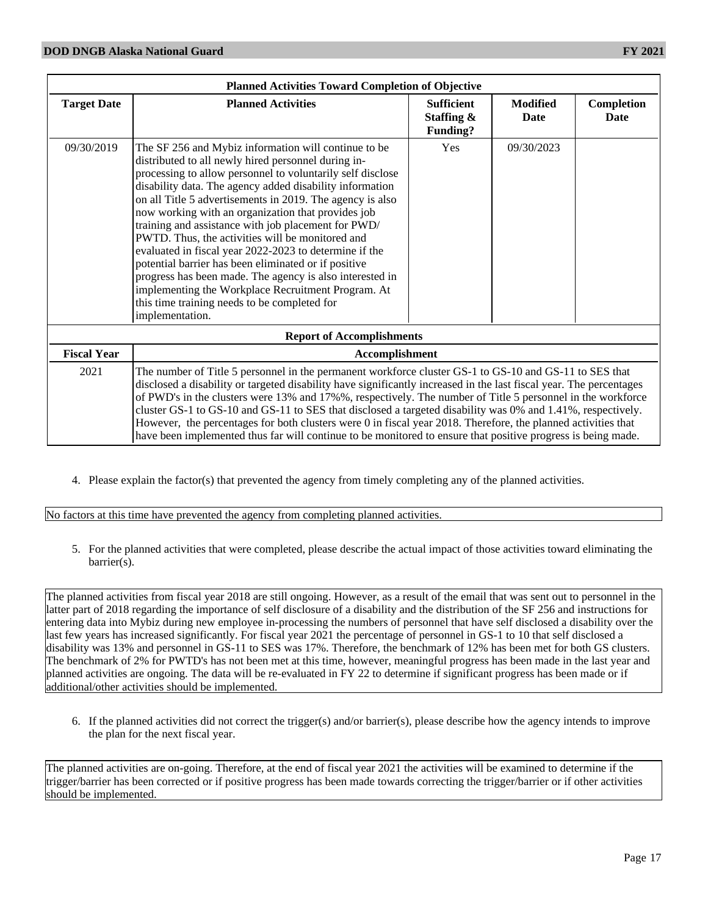| Planned Activities Toward Completion of Objective | | | | |
|---|---|---|---|---|
| **Target Date** | **Planned Activities** | **Sufficient Staffing & Funding?** | **Modified Date** | **Completion Date** |
| 09/30/2019 | The SF 256 and Mybiz information will continue to be distributed to all newly hired personnel during in-processing to allow personnel to voluntarily self disclose disability data. The agency added disability information on all Title 5 advertisements in 2019. The agency is also now working with an organization that provides job training and assistance with job placement for PWD/ PWTD. Thus, the activities will be monitored and evaluated in fiscal year 2022-2023 to determine if the potential barrier has been eliminated or if positive progress has been made. The agency is also interested in implementing the Workplace Recruitment Program. At this time training needs to be completed for implementation. | Yes | 09/30/2023 | |

| Report of Accomplishments | |
|---|---|
| **Fiscal Year** | **Accomplishment** |
| 2021 | The number of Title 5 personnel in the permanent workforce cluster GS-1 to GS-10 and GS-11 to SES that disclosed a disability or targeted disability have significantly increased in the last fiscal year. The percentages of PWD's in the clusters were 13% and 17%%, respectively. The number of Title 5 personnel in the workforce cluster GS-1 to GS-10 and GS-11 to SES that disclosed a targeted disability was 0% and 1.41%, respectively. However, the percentages for both clusters were 0 in fiscal year 2018. Therefore, the planned activities that have been implemented thus far will continue to be monitored to ensure that positive progress is being made. |

4. Please explain the factor(s) that prevented the agency from timely completing any of the planned activities.

No factors at this time have prevented the agency from completing planned activities.

5. For the planned activities that were completed, please describe the actual impact of those activities toward eliminating the barrier(s).

The planned activities from fiscal year 2018 are still ongoing. However, as a result of the email that was sent out to personnel in the latter part of 2018 regarding the importance of self disclosure of a disability and the distribution of the SF 256 and instructions for entering data into Mybiz during new employee in-processing the numbers of personnel that have self disclosed a disability over the last few years has increased significantly. For fiscal year 2021 the percentage of personnel in GS-1 to 10 that self disclosed a disability was 13% and personnel in GS-11 to SES was 17%. Therefore, the benchmark of 12% has been met for both GS clusters. The benchmark of 2% for PWTD's has not been met at this time, however, meaningful progress has been made in the last year and planned activities are ongoing. The data will be re-evaluated in FY 22 to determine if significant progress has been made or if additional/other activities should be implemented.

6. If the planned activities did not correct the trigger(s) and/or barrier(s), please describe how the agency intends to improve the plan for the next fiscal year.

The planned activities are on-going. Therefore, at the end of fiscal year 2021 the activities will be examined to determine if the trigger/barrier has been corrected or if positive progress has been made towards correcting the trigger/barrier or if other activities should be implemented.